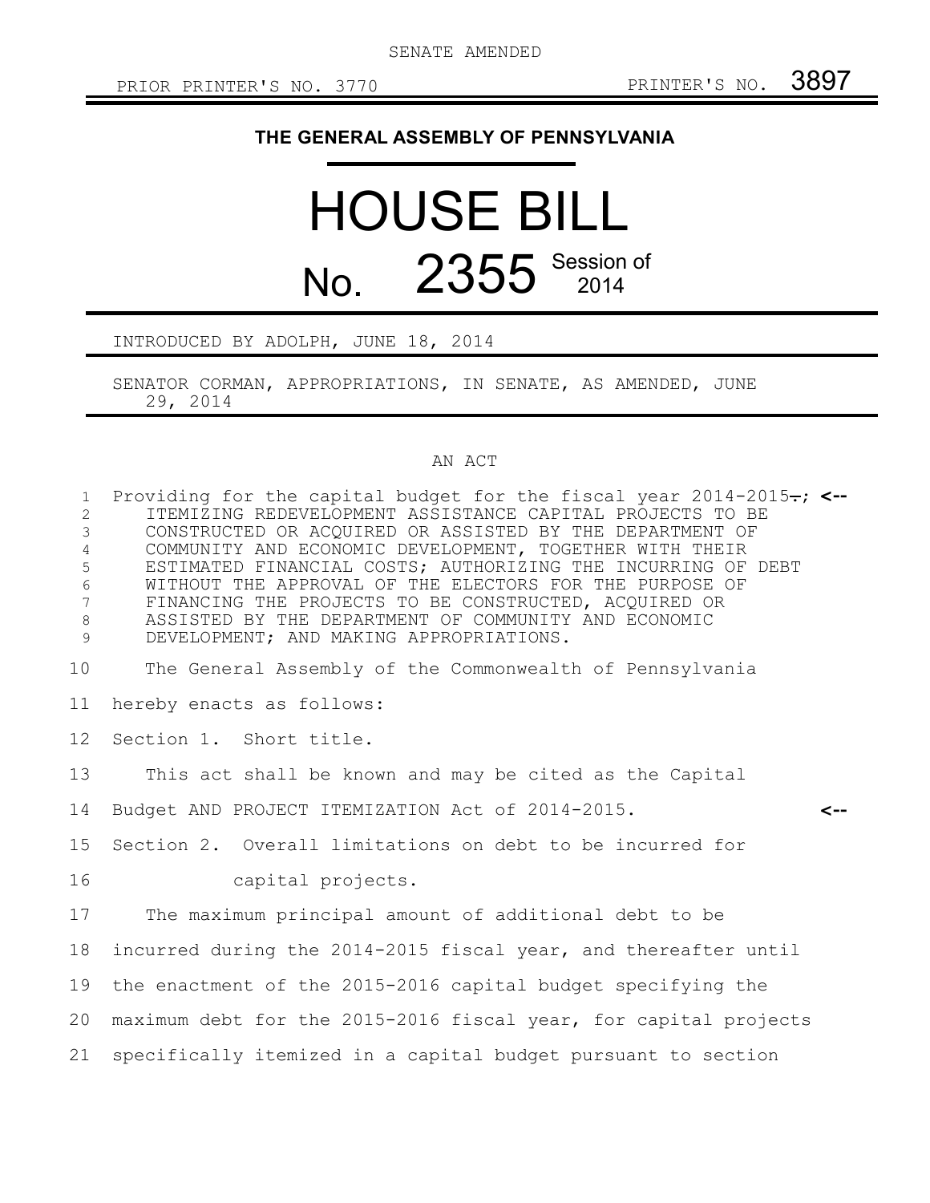SENATE AMENDED

PRIOR PRINTER'S NO. 3770 PRINTER'S NO. 3897

# THE GENERAL ASSEMBLY OF PENNSYLVANIA

# HOUSE BILL No. 2355 Session of 2014

INTRODUCED BY ADOLPH, JUNE 18, 2014

SENATOR CORMAN, APPROPRIATIONS, IN SENATE, AS AMENDED, JUNE 29, 2014

AN ACT

1 Providing for the capital budget for the fiscal year 2014-2015.; <--
2 ITEMIZING REDEVELOPMENT ASSISTANCE CAPITAL PROJECTS TO BE
3 CONSTRUCTED OR ACQUIRED OR ASSISTED BY THE DEPARTMENT OF
4 COMMUNITY AND ECONOMIC DEVELOPMENT, TOGETHER WITH THEIR
5 ESTIMATED FINANCIAL COSTS; AUTHORIZING THE INCURRING OF DEBT
6 WITHOUT THE APPROVAL OF THE ELECTORS FOR THE PURPOSE OF
7 FINANCING THE PROJECTS TO BE CONSTRUCTED, ACQUIRED OR
8 ASSISTED BY THE DEPARTMENT OF COMMUNITY AND ECONOMIC
9 DEVELOPMENT; AND MAKING APPROPRIATIONS.

10 The General Assembly of the Commonwealth of Pennsylvania
11 hereby enacts as follows:

12 Section 1. Short title.

13 This act shall be known and may be cited as the Capital
14 Budget AND PROJECT ITEMIZATION Act of 2014-2015. <--

15 Section 2. Overall limitations on debt to be incurred for
16 capital projects.

17 The maximum principal amount of additional debt to be
18 incurred during the 2014-2015 fiscal year, and thereafter until
19 the enactment of the 2015-2016 capital budget specifying the
20 maximum debt for the 2015-2016 fiscal year, for capital projects
21 specifically itemized in a capital budget pursuant to section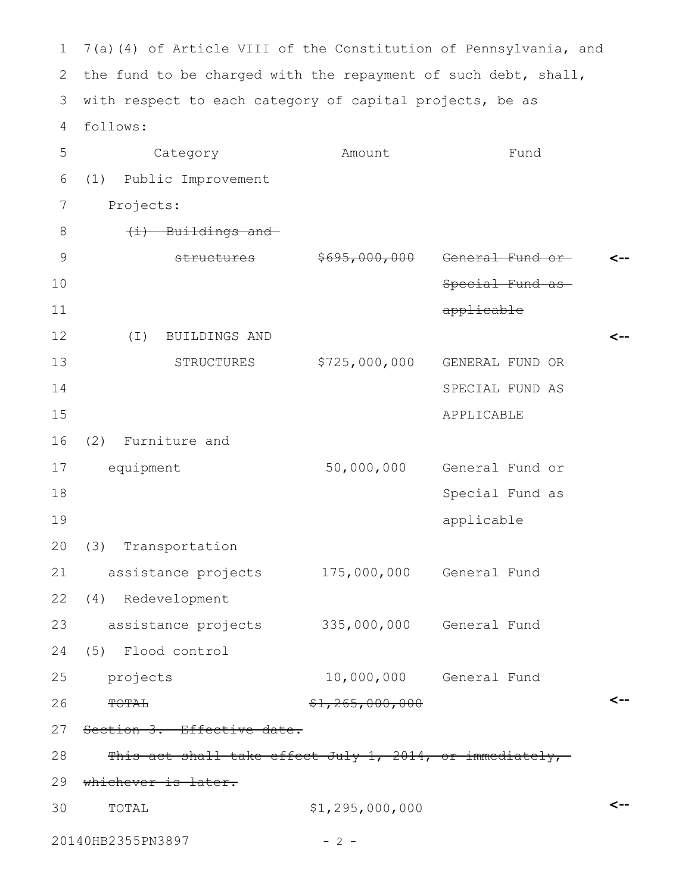7(a)(4) of Article VIII of the Constitution of Pennsylvania, and the fund to be charged with the repayment of such debt, shall, with respect to each category of capital projects, be as follows:

| Category | Amount | Fund |
|---|---|---|
| (1) Public Improvement Projects: | | |
| ~~(i) Buildings and structures~~ | ~~$695,000,000~~ | ~~General Fund or Special Fund as applicable~~ |
| (I) BUILDINGS AND STRUCTURES | $725,000,000 | GENERAL FUND OR SPECIAL FUND AS APPLICABLE |
| (2) Furniture and equipment | 50,000,000 | General Fund or Special Fund as applicable |
| (3) Transportation assistance projects | 175,000,000 | General Fund |
| (4) Redevelopment assistance projects | 335,000,000 | General Fund |
| (5) Flood control projects | 10,000,000 | General Fund |
| ~~TOTAL~~ | ~~$1,265,000,000~~ | |

~~Section 3. Effective date.~~

~~This act shall take effect July 1, 2014, or immediately, whichever is later.~~

| | | |
|---|---|---|
| TOTAL | $1,295,000,000 | |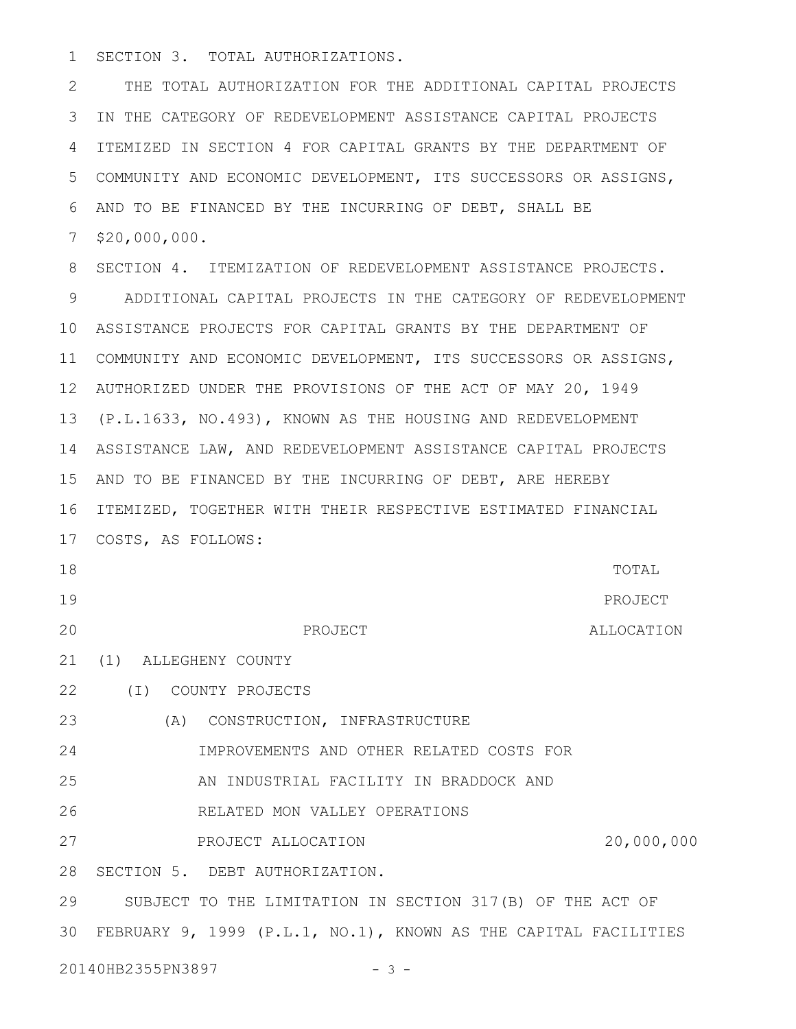SECTION 3. TOTAL AUTHORIZATIONS.

THE TOTAL AUTHORIZATION FOR THE ADDITIONAL CAPITAL PROJECTS IN THE CATEGORY OF REDEVELOPMENT ASSISTANCE CAPITAL PROJECTS ITEMIZED IN SECTION 4 FOR CAPITAL GRANTS BY THE DEPARTMENT OF COMMUNITY AND ECONOMIC DEVELOPMENT, ITS SUCCESSORS OR ASSIGNS, AND TO BE FINANCED BY THE INCURRING OF DEBT, SHALL BE $20,000,000.

SECTION 4. ITEMIZATION OF REDEVELOPMENT ASSISTANCE PROJECTS.

ADDITIONAL CAPITAL PROJECTS IN THE CATEGORY OF REDEVELOPMENT ASSISTANCE PROJECTS FOR CAPITAL GRANTS BY THE DEPARTMENT OF COMMUNITY AND ECONOMIC DEVELOPMENT, ITS SUCCESSORS OR ASSIGNS, AUTHORIZED UNDER THE PROVISIONS OF THE ACT OF MAY 20, 1949 (P.L.1633, NO.493), KNOWN AS THE HOUSING AND REDEVELOPMENT ASSISTANCE LAW, AND REDEVELOPMENT ASSISTANCE CAPITAL PROJECTS AND TO BE FINANCED BY THE INCURRING OF DEBT, ARE HEREBY ITEMIZED, TOGETHER WITH THEIR RESPECTIVE ESTIMATED FINANCIAL COSTS, AS FOLLOWS:

| PROJECT | TOTAL PROJECT ALLOCATION |
|---|---|
| (1) ALLEGHENY COUNTY | |
| (I) COUNTY PROJECTS | |
| (A) CONSTRUCTION, INFRASTRUCTURE IMPROVEMENTS AND OTHER RELATED COSTS FOR AN INDUSTRIAL FACILITY IN BRADDOCK AND RELATED MON VALLEY OPERATIONS | |
| PROJECT ALLOCATION | 20,000,000 |

SECTION 5. DEBT AUTHORIZATION.

SUBJECT TO THE LIMITATION IN SECTION 317(B) OF THE ACT OF FEBRUARY 9, 1999 (P.L.1, NO.1), KNOWN AS THE CAPITAL FACILITIES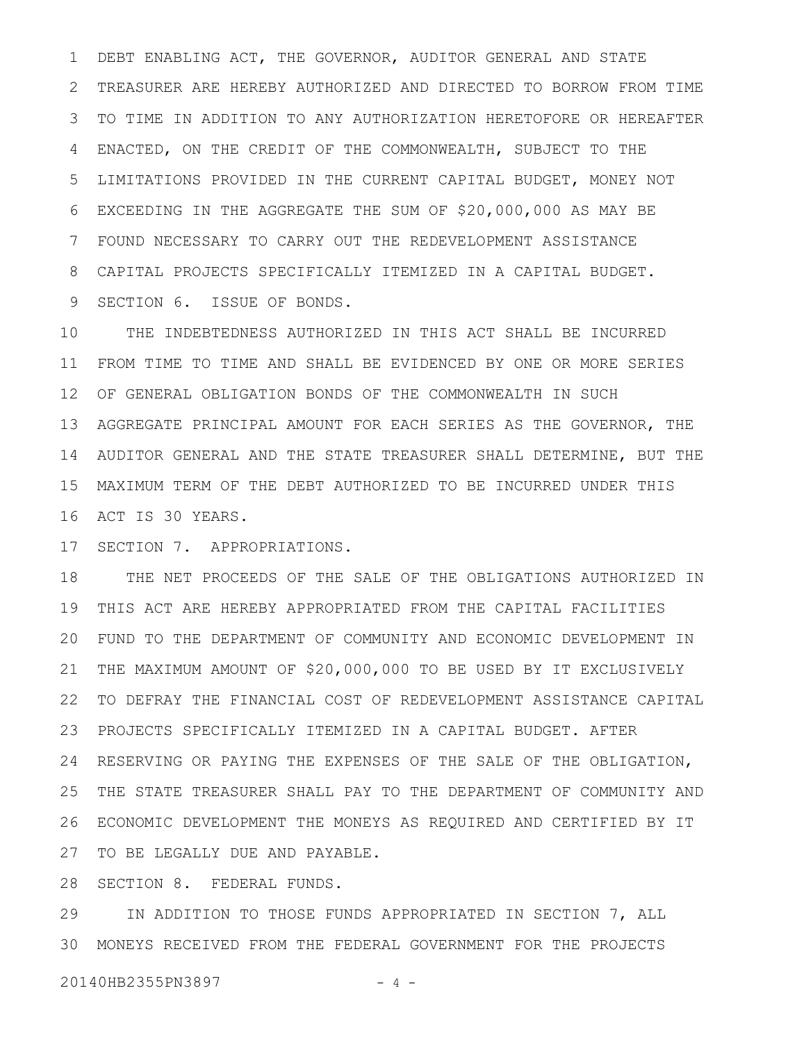DEBT ENABLING ACT, THE GOVERNOR, AUDITOR GENERAL AND STATE TREASURER ARE HEREBY AUTHORIZED AND DIRECTED TO BORROW FROM TIME TO TIME IN ADDITION TO ANY AUTHORIZATION HERETOFORE OR HEREAFTER ENACTED, ON THE CREDIT OF THE COMMONWEALTH, SUBJECT TO THE LIMITATIONS PROVIDED IN THE CURRENT CAPITAL BUDGET, MONEY NOT EXCEEDING IN THE AGGREGATE THE SUM OF $20,000,000 AS MAY BE FOUND NECESSARY TO CARRY OUT THE REDEVELOPMENT ASSISTANCE CAPITAL PROJECTS SPECIFICALLY ITEMIZED IN A CAPITAL BUDGET.

SECTION 6. ISSUE OF BONDS.

THE INDEBTEDNESS AUTHORIZED IN THIS ACT SHALL BE INCURRED FROM TIME TO TIME AND SHALL BE EVIDENCED BY ONE OR MORE SERIES OF GENERAL OBLIGATION BONDS OF THE COMMONWEALTH IN SUCH AGGREGATE PRINCIPAL AMOUNT FOR EACH SERIES AS THE GOVERNOR, THE AUDITOR GENERAL AND THE STATE TREASURER SHALL DETERMINE, BUT THE MAXIMUM TERM OF THE DEBT AUTHORIZED TO BE INCURRED UNDER THIS ACT IS 30 YEARS.

SECTION 7. APPROPRIATIONS.

THE NET PROCEEDS OF THE SALE OF THE OBLIGATIONS AUTHORIZED IN THIS ACT ARE HEREBY APPROPRIATED FROM THE CAPITAL FACILITIES FUND TO THE DEPARTMENT OF COMMUNITY AND ECONOMIC DEVELOPMENT IN THE MAXIMUM AMOUNT OF $20,000,000 TO BE USED BY IT EXCLUSIVELY TO DEFRAY THE FINANCIAL COST OF REDEVELOPMENT ASSISTANCE CAPITAL PROJECTS SPECIFICALLY ITEMIZED IN A CAPITAL BUDGET. AFTER RESERVING OR PAYING THE EXPENSES OF THE SALE OF THE OBLIGATION, THE STATE TREASURER SHALL PAY TO THE DEPARTMENT OF COMMUNITY AND ECONOMIC DEVELOPMENT THE MONEYS AS REQUIRED AND CERTIFIED BY IT TO BE LEGALLY DUE AND PAYABLE.

SECTION 8. FEDERAL FUNDS.

IN ADDITION TO THOSE FUNDS APPROPRIATED IN SECTION 7, ALL MONEYS RECEIVED FROM THE FEDERAL GOVERNMENT FOR THE PROJECTS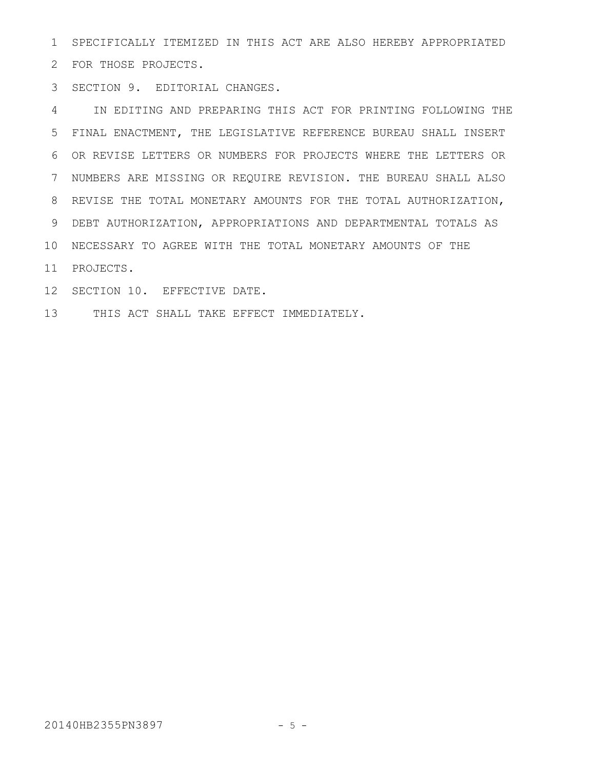SPECIFICALLY ITEMIZED IN THIS ACT ARE ALSO HEREBY APPROPRIATED FOR THOSE PROJECTS.

SECTION 9. EDITORIAL CHANGES.

IN EDITING AND PREPARING THIS ACT FOR PRINTING FOLLOWING THE FINAL ENACTMENT, THE LEGISLATIVE REFERENCE BUREAU SHALL INSERT OR REVISE LETTERS OR NUMBERS FOR PROJECTS WHERE THE LETTERS OR NUMBERS ARE MISSING OR REQUIRE REVISION. THE BUREAU SHALL ALSO REVISE THE TOTAL MONETARY AMOUNTS FOR THE TOTAL AUTHORIZATION, DEBT AUTHORIZATION, APPROPRIATIONS AND DEPARTMENTAL TOTALS AS NECESSARY TO AGREE WITH THE TOTAL MONETARY AMOUNTS OF THE PROJECTS.

SECTION 10. EFFECTIVE DATE.

THIS ACT SHALL TAKE EFFECT IMMEDIATELY.